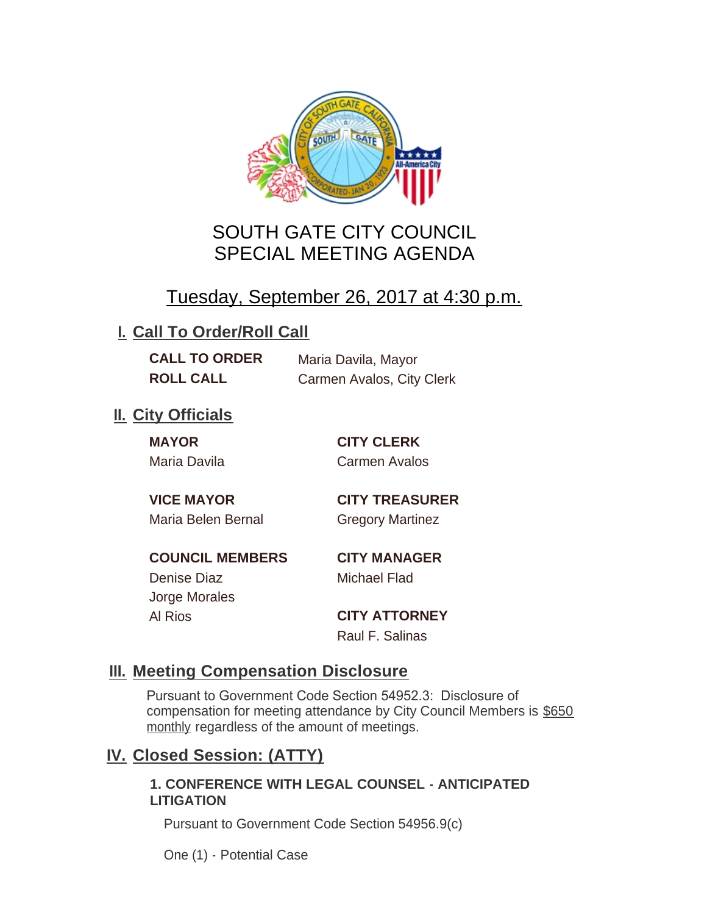# SOUTH GATE CITY COUNCIL
# SPECIAL MEETING AGENDA

## Tuesday, September 26, 2017 at 4:30 p.m.

## I. Call To Order/Roll Call

**CALL TO ORDER** Maria Davila, Mayor

**ROLL CALL** Carmen Avalos, City Clerk

## II. City Officials

**MAYOR**
Maria Davila

**VICE MAYOR**
Maria Belen Bernal

**COUNCIL MEMBERS**
Denise Diaz
Jorge Morales
Al Rios

**CITY CLERK**
Carmen Avalos

**CITY TREASURER**
Gregory Martinez

**CITY MANAGER**
Michael Flad

**CITY ATTORNEY**
Raul F. Salinas

## III. Meeting Compensation Disclosure

Pursuant to Government Code Section 54952.3: Disclosure of compensation for meeting attendance by City Council Members is $650 monthly regardless of the amount of meetings.

## IV. Closed Session: (ATTY)

**1. CONFERENCE WITH LEGAL COUNSEL - ANTICIPATED LITIGATION**

Pursuant to Government Code Section 54956.9(c)

One (1) - Potential Case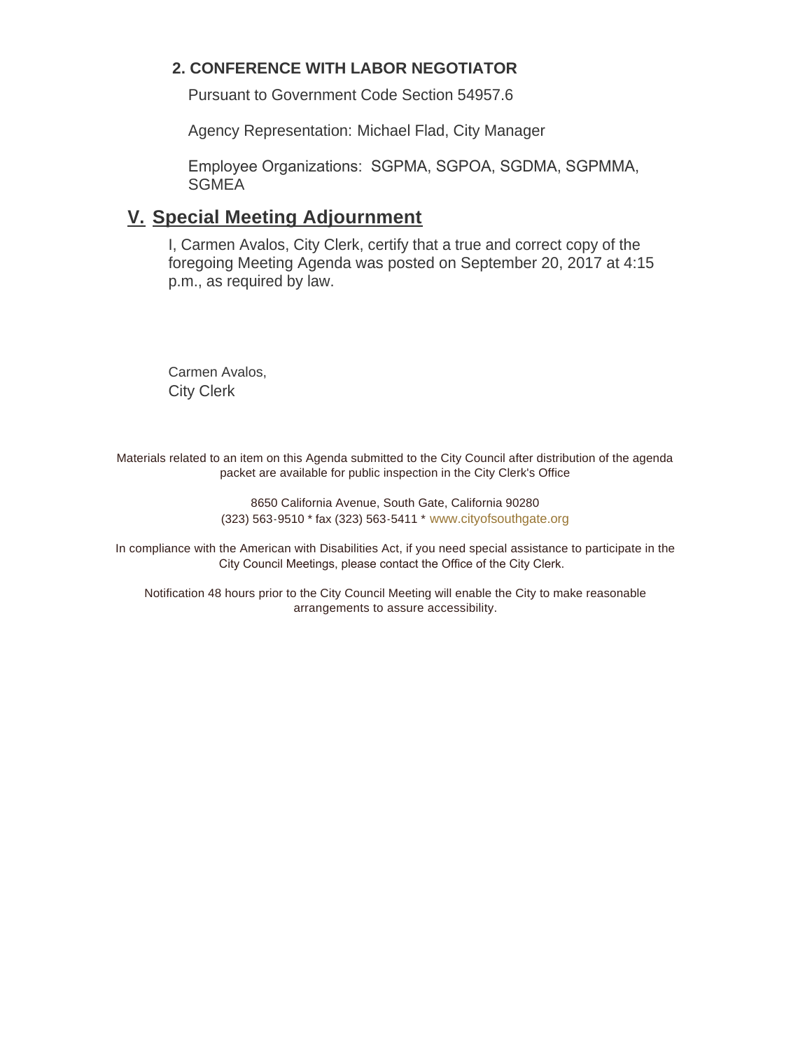**2. CONFERENCE WITH LABOR NEGOTIATOR**

Pursuant to Government Code Section 54957.6

Agency Representation: Michael Flad, City Manager

Employee Organizations: SGPMA, SGPOA, SGDMA, SGPMMA, SGMEA

## V. Special Meeting Adjournment

I, Carmen Avalos, City Clerk, certify that a true and correct copy of the foregoing Meeting Agenda was posted on September 20, 2017 at 4:15 p.m., as required by law.

Carmen Avalos,
City Clerk

Materials related to an item on this Agenda submitted to the City Council after distribution of the agenda packet are available for public inspection in the City Clerk's Office

8650 California Avenue, South Gate, California 90280
(323) 563-9510 * fax (323) 563-5411 * www.cityofsouthgate.org

In compliance with the American with Disabilities Act, if you need special assistance to participate in the City Council Meetings, please contact the Office of the City Clerk.

Notification 48 hours prior to the City Council Meeting will enable the City to make reasonable arrangements to assure accessibility.